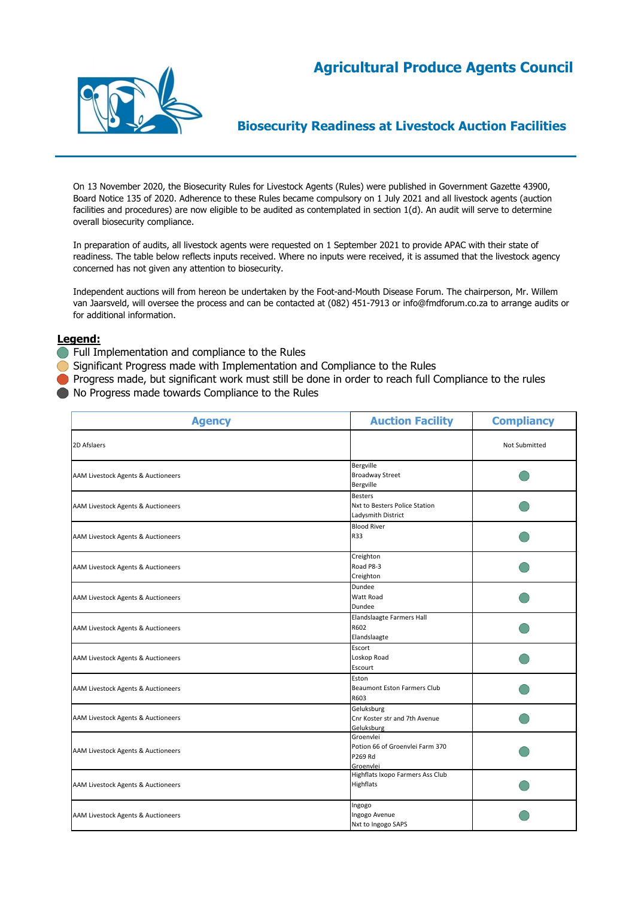# Agricultural Produce Agents Council

## Biosecurity Readiness at Livestock Auction Facilities

On 13 November 2020, the Biosecurity Rules for Livestock Agents (Rules) were published in Government Gazette 43900, Board Notice 135 of 2020. Adherence to these Rules became compulsory on 1 July 2021 and all livestock agents (auction facilities and procedures) are now eligible to be audited as contemplated in section 1(d). An audit will serve to determine overall biosecurity compliance.

In preparation of audits, all livestock agents were requested on 1 September 2021 to provide APAC with their state of readiness. The table below reflects inputs received. Where no inputs were received, it is assumed that the livestock agency concerned has not given any attention to biosecurity.

Independent auctions will from hereon be undertaken by the Foot-and-Mouth Disease Forum. The chairperson, Mr. Willem van Jaarsveld, will oversee the process and can be contacted at (082) 451-7913 or info@fmdforum.co.za to arrange audits or for additional information.

**Legend:**

- 🟢 Full Implementation and compliance to the Rules
- 🟡 Significant Progress made with Implementation and Compliance to the Rules
- 🔴 Progress made, but significant work must still be done in order to reach full Compliance to the rules
- ⚫ No Progress made towards Compliance to the Rules

| Agency | Auction Facility | Compliancy |
|---|---|---|
| 2D Afslaers | | Not Submitted |
| AAM Livestock Agents & Auctioneers | Bergville<br>Broadway Street<br>Bergville | 🟢 |
| AAM Livestock Agents & Auctioneers | Besters<br>Nxt to Besters Police Station<br>Ladysmith District | 🟢 |
| AAM Livestock Agents & Auctioneers | Blood River<br>R33 | 🟢 |
| AAM Livestock Agents & Auctioneers | Creighton<br>Road P8-3<br>Creighton | 🟢 |
| AAM Livestock Agents & Auctioneers | Dundee<br>Watt Road<br>Dundee | 🟢 |
| AAM Livestock Agents & Auctioneers | Elandslaagte Farmers Hall<br>R602<br>Elandslaagte | 🟢 |
| AAM Livestock Agents & Auctioneers | Escort<br>Loskop Road<br>Escourt | 🟢 |
| AAM Livestock Agents & Auctioneers | Eston<br>Beaumont Eston Farmers Club<br>R603 | 🟢 |
| AAM Livestock Agents & Auctioneers | Geluksburg<br>Cnr Koster str and 7th Avenue<br>Geluksburg | 🟢 |
| AAM Livestock Agents & Auctioneers | Groenvlei<br>Potion 66 of Groenvlei Farm 370<br>P269 Rd<br>Groenvlei | 🟢 |
| AAM Livestock Agents & Auctioneers | Highflats Ixopo Farmers Ass Club<br>Highflats | 🟢 |
| AAM Livestock Agents & Auctioneers | Ingogo<br>Ingogo Avenue<br>Nxt to Ingogo SAPS | 🟢 |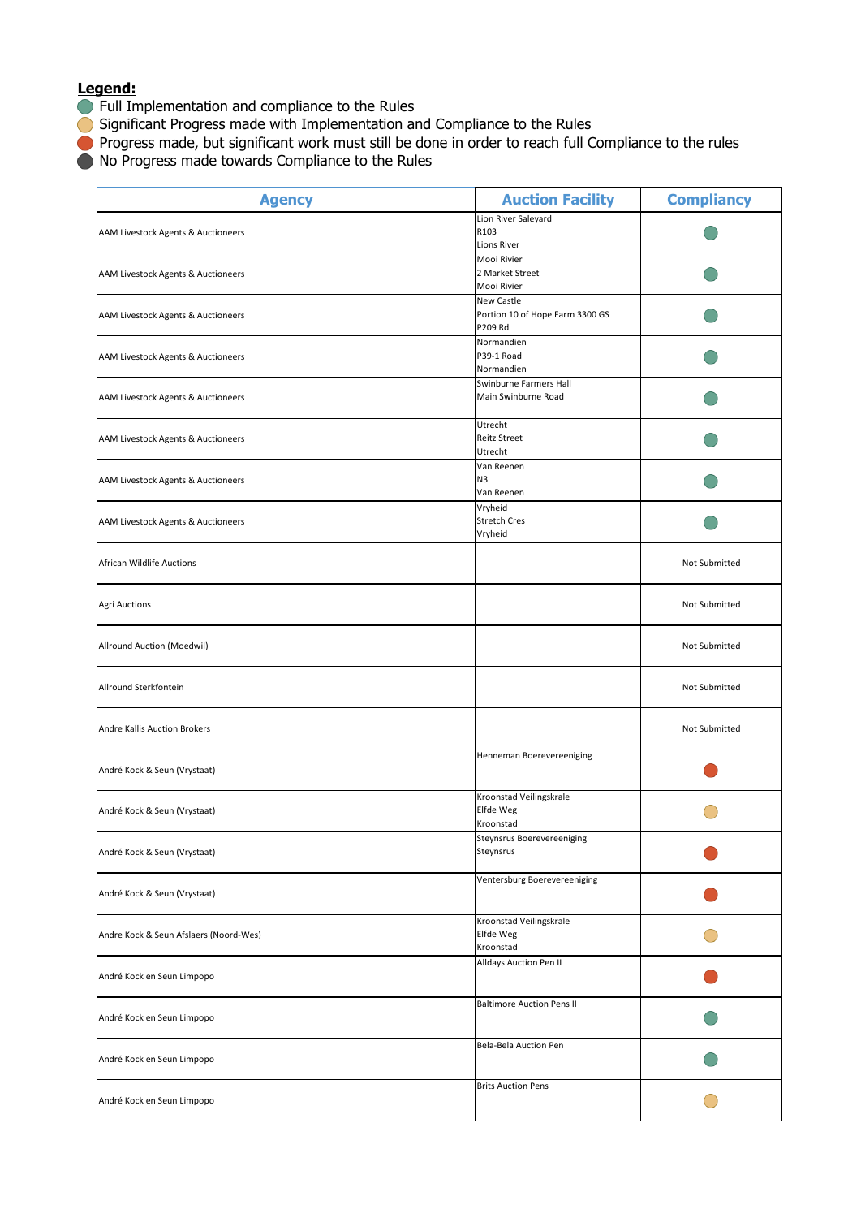**Legend:**

- 🟢 Full Implementation and compliance to the Rules
- 🟡 Significant Progress made with Implementation and Compliance to the Rules
- 🔴 Progress made, but significant work must still be done in order to reach full Compliance to the rules
- ⚫ No Progress made towards Compliance to the Rules

| Agency | Auction Facility | Compliancy |
|---|---|---|
| AAM Livestock Agents & Auctioneers | Lion River Saleyard<br>R103<br>Lions River | 🟢 |
| AAM Livestock Agents & Auctioneers | Mooi Rivier<br>2 Market Street<br>Mooi Rivier | 🟢 |
| AAM Livestock Agents & Auctioneers | New Castle<br>Portion 10 of Hope Farm 3300 GS<br>P209 Rd | 🟢 |
| AAM Livestock Agents & Auctioneers | Normandien<br>P39-1 Road<br>Normandien | 🟢 |
| AAM Livestock Agents & Auctioneers | Swinburne Farmers Hall<br>Main Swinburne Road | 🟢 |
| AAM Livestock Agents & Auctioneers | Utrecht<br>Reitz Street<br>Utrecht | 🟢 |
| AAM Livestock Agents & Auctioneers | Van Reenen<br>N3<br>Van Reenen | 🟢 |
| AAM Livestock Agents & Auctioneers | Vryheid<br>Stretch Cres<br>Vryheid | 🟢 |
| African Wildlife Auctions | | Not Submitted |
| Agri Auctions | | Not Submitted |
| Allround Auction (Moedwil) | | Not Submitted |
| Allround Sterkfontein | | Not Submitted |
| Andre Kallis Auction Brokers | | Not Submitted |
| André Kock & Seun (Vrystaat) | Henneman Boerevereeniging | 🔴 |
| André Kock & Seun (Vrystaat) | Kroonstad Veilingskrale<br>Elfde Weg<br>Kroonstad | 🟡 |
| André Kock & Seun (Vrystaat) | Steynsrus Boerevereeniging<br>Steynsrus | 🔴 |
| André Kock & Seun (Vrystaat) | Ventersburg Boerevereeniging | 🔴 |
| Andre Kock & Seun Afslaers (Noord-Wes) | Kroonstad Veilingskrale<br>Elfde Weg<br>Kroonstad | 🟡 |
| André Kock en Seun Limpopo | Alldays Auction Pen II | 🔴 |
| André Kock en Seun Limpopo | Baltimore Auction Pens II | 🟢 |
| André Kock en Seun Limpopo | Bela-Bela Auction Pen | 🟢 |
| André Kock en Seun Limpopo | Brits Auction Pens | 🟡 |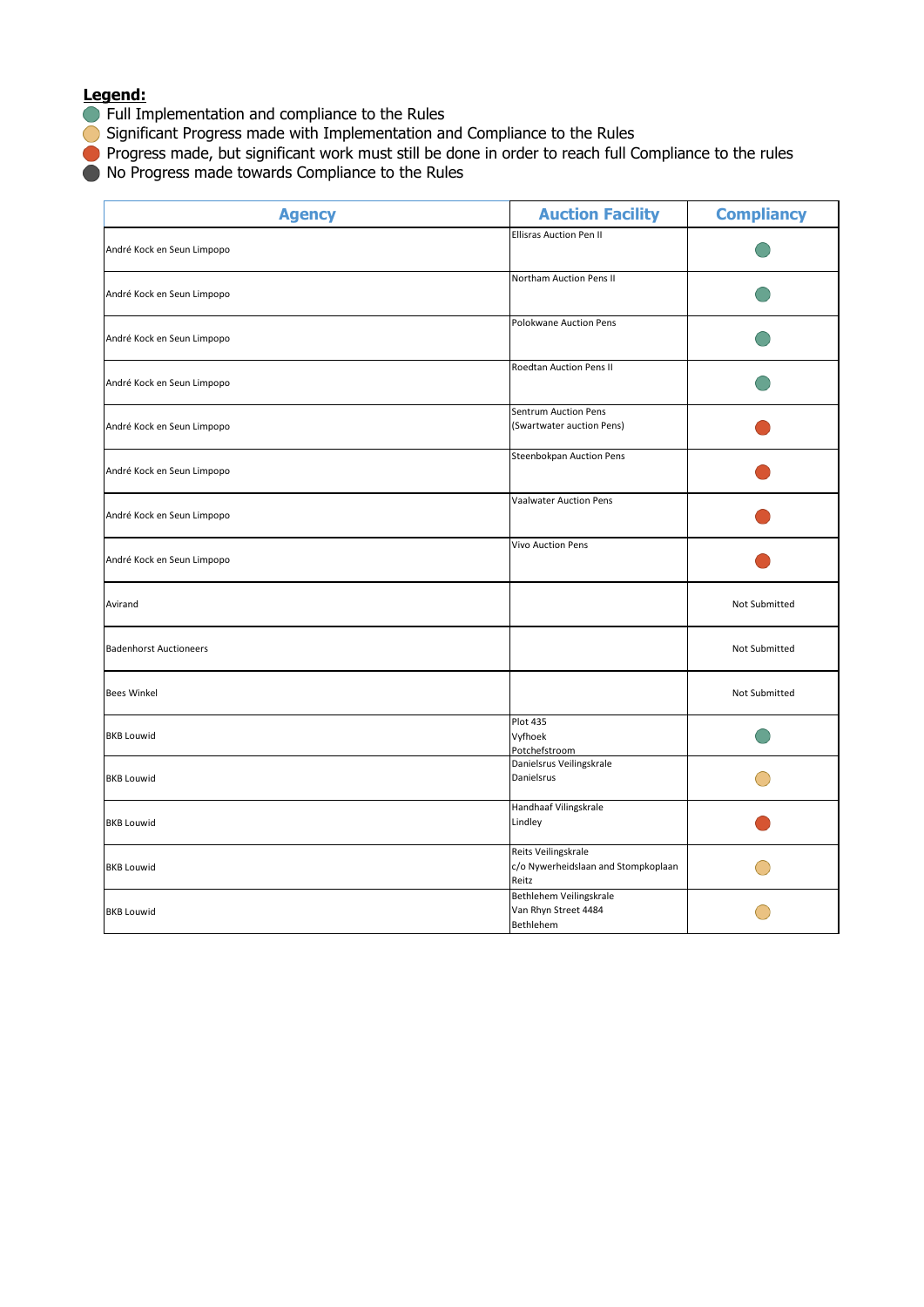**Legend:**

- 🟢 Full Implementation and compliance to the Rules
- 🟡 Significant Progress made with Implementation and Compliance to the Rules
- 🔴 Progress made, but significant work must still be done in order to reach full Compliance to the rules
- ⚫ No Progress made towards Compliance to the Rules

| Agency | Auction Facility | Compliancy |
|---|---|---|
| André Kock en Seun Limpopo | Ellisras Auction Pen II | 🟢 |
| André Kock en Seun Limpopo | Northam Auction Pens II | 🟢 |
| André Kock en Seun Limpopo | Polokwane Auction Pens | 🟢 |
| André Kock en Seun Limpopo | Roedtan Auction Pens II | 🟢 |
| André Kock en Seun Limpopo | Sentrum Auction Pens (Swartwater auction Pens) | 🔴 |
| André Kock en Seun Limpopo | Steenbokpan Auction Pens | 🔴 |
| André Kock en Seun Limpopo | Vaalwater Auction Pens | 🔴 |
| André Kock en Seun Limpopo | Vivo Auction Pens | 🔴 |
| Avirand | | Not Submitted |
| Badenhorst Auctioneers | | Not Submitted |
| Bees Winkel | | Not Submitted |
| BKB Louwid | Plot 435 Vyfhoek Potchefstroom | 🟢 |
| BKB Louwid | Danielsrus Veilingskrale Danielsrus | 🟡 |
| BKB Louwid | Handhaaf Vilingskrale Lindley | 🔴 |
| BKB Louwid | Reits Veilingskrale c/o Nywerheidslaan and Stompkoplaan Reitz | 🟡 |
| BKB Louwid | Bethlehem Veilingskrale Van Rhyn Street 4484 Bethlehem | 🟡 |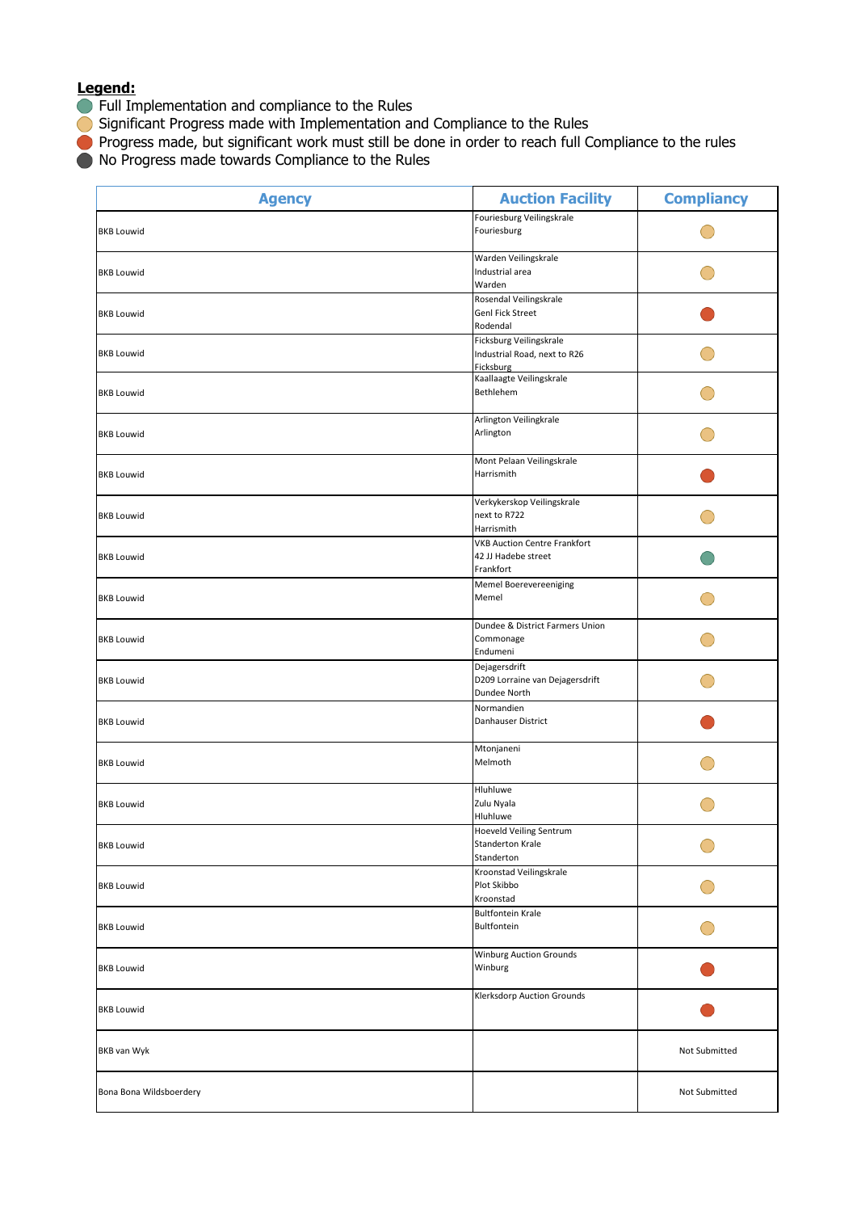**Legend:**

- 🟢 Full Implementation and compliance to the Rules
- 🟡 Significant Progress made with Implementation and Compliance to the Rules
- 🔴 Progress made, but significant work must still be done in order to reach full Compliance to the rules
- ⚫ No Progress made towards Compliance to the Rules

| Agency | Auction Facility | Compliancy |
|---|---|---|
| BKB Louwid | Fouriesburg Veilingskrale<br>Fouriesburg | 🟡 |
| BKB Louwid | Warden Veilingskrale<br>Industrial area<br>Warden | 🟡 |
| BKB Louwid | Rosendal Veilingskrale<br>Genl Fick Street<br>Rodendal | 🔴 |
| BKB Louwid | Ficksburg Veilingskrale<br>Industrial Road, next to R26<br>Ficksburg | 🟡 |
| BKB Louwid | Kaallaagte Veilingskrale<br>Bethlehem | 🟡 |
| BKB Louwid | Arlington Veilingkrale<br>Arlington | 🟡 |
| BKB Louwid | Mont Pelaan Veilingskrale<br>Harrismith | 🔴 |
| BKB Louwid | Verkykerskop Veilingskrale<br>next to R722<br>Harrismith | 🟡 |
| BKB Louwid | VKB Auction Centre Frankfort<br>42 JJ Hadebe street<br>Frankfort | 🟢 |
| BKB Louwid | Memel Boerevereeniging<br>Memel | 🟡 |
| BKB Louwid | Dundee & District Farmers Union<br>Commonage<br>Endumeni | 🟡 |
| BKB Louwid | Dejagersdrift<br>D209 Lorraine van Dejagersdrift<br>Dundee North | 🟡 |
| BKB Louwid | Normandien<br>Danhauser District | 🔴 |
| BKB Louwid | Mtonjaneni<br>Melmoth | 🟡 |
| BKB Louwid | Hluhluwe<br>Zulu Nyala<br>Hluhluwe | 🟡 |
| BKB Louwid | Hoeveld Veiling Sentrum<br>Standerton Krale<br>Standerton | 🟡 |
| BKB Louwid | Kroonstad Veilingskrale<br>Plot Skibbo<br>Kroonstad | 🟡 |
| BKB Louwid | Bultfontein Krale<br>Bultfontein | 🟡 |
| BKB Louwid | Winburg Auction Grounds<br>Winburg | 🔴 |
| BKB Louwid | Klerksdorp Auction Grounds | 🔴 |
| BKB van Wyk | | Not Submitted |
| Bona Bona Wildsboerdery | | Not Submitted |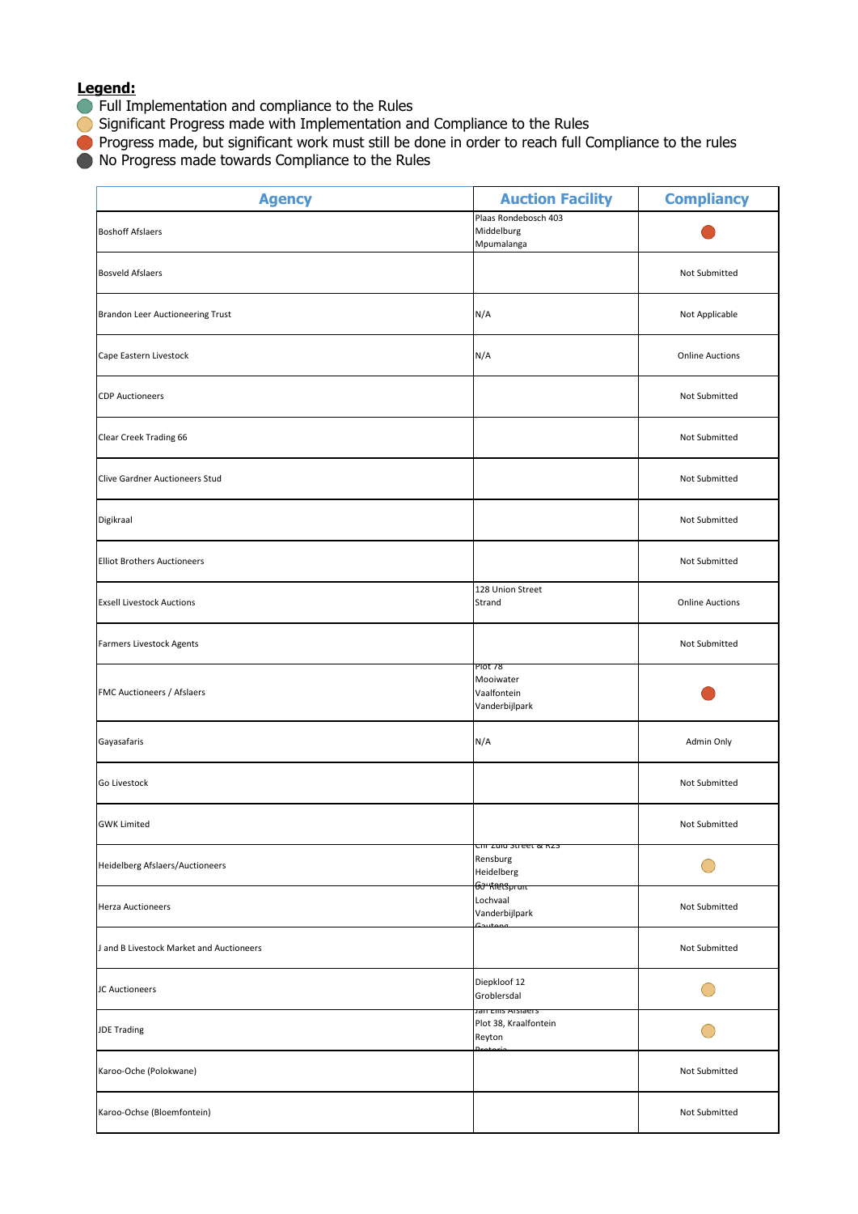**Legend:**

- 🟢 Full Implementation and compliance to the Rules
- 🟡 Significant Progress made with Implementation and Compliance to the Rules
- 🔴 Progress made, but significant work must still be done in order to reach full Compliance to the rules
- ⚫ No Progress made towards Compliance to the Rules

| Agency | Auction Facility | Compliancy |
|---|---|---|
| Boshoff Afslaers | Plaas Rondebosch 403<br>Middelburg<br>Mpumalanga | 🔴 |
| Bosveld Afslaers | | Not Submitted |
| Brandon Leer Auctioneering Trust | N/A | Not Applicable |
| Cape Eastern Livestock | N/A | Online Auctions |
| CDP Auctioneers | | Not Submitted |
| Clear Creek Trading 66 | | Not Submitted |
| Clive Gardner Auctioneers Stud | | Not Submitted |
| Digikraal | | Not Submitted |
| Elliot Brothers Auctioneers | | Not Submitted |
| Exsell Livestock Auctions | 128 Union Street<br>Strand | Online Auctions |
| Farmers Livestock Agents | | Not Submitted |
| FMC Auctioneers / Afslaers | Plot 78<br>Mooiwater<br>Vaalfontein<br>Vanderbijlpark | 🔴 |
| Gayasafaris | N/A | Admin Only |
| Go Livestock | | Not Submitted |
| GWK Limited | | Not Submitted |
| Heidelberg Afslaers/Auctioneers | Cnr Zuid Street & R23<br>Rensburg<br>Heidelberg<br>Gauteng | 🟡 |
| Herza Auctioneers | 60 Kliesprutt<br>Lochvaal<br>Vanderbijlpark<br>Gauteng | Not Submitted |
| J and B Livestock Market and Auctioneers | | Not Submitted |
| JC Auctioneers | Diepkloof 12<br>Groblersdal | 🟡 |
| JDE Trading | Jan Ellis Afslaers<br>Plot 38, Kraalfontein<br>Reyton<br>Pretoria | 🟡 |
| Karoo-Oche (Polokwane) | | Not Submitted |
| Karoo-Ochse (Bloemfontein) | | Not Submitted |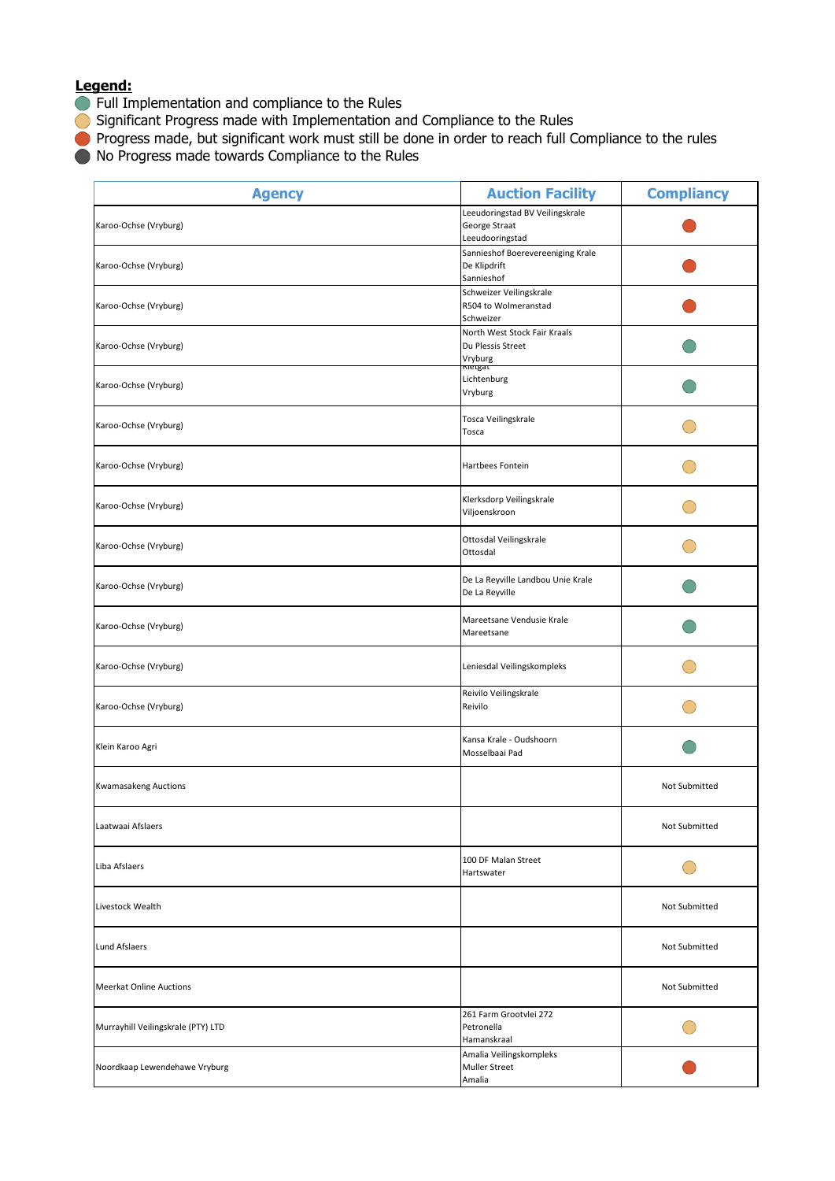**Legend:**

- 🟢 Full Implementation and compliance to the Rules
- 🟡 Significant Progress made with Implementation and Compliance to the Rules
- 🔴 Progress made, but significant work must still be done in order to reach full Compliance to the rules
- ⚫ No Progress made towards Compliance to the Rules

| Agency | Auction Facility | Compliancy |
|---|---|---|
| Karoo-Ochse (Vryburg) | Leeudoringstad BV Veilingskrale<br>George Straat<br>Leeudooringstad | 🔴 |
| Karoo-Ochse (Vryburg) | Sannieshof Boerevereeniging Krale<br>De Klipdrift<br>Sannieshof | 🔴 |
| Karoo-Ochse (Vryburg) | Schweizer Veilingskrale<br>R504 to Wolmeranstad<br>Schweizer | 🔴 |
| Karoo-Ochse (Vryburg) | North West Stock Fair Kraals<br>Du Plessis Street<br>Vryburg | 🟢 |
| Karoo-Ochse (Vryburg) | Rietgat<br>Lichtenburg<br>Vryburg | 🟢 |
| Karoo-Ochse (Vryburg) | Tosca Veilingskrale<br>Tosca | 🟡 |
| Karoo-Ochse (Vryburg) | Hartbees Fontein | 🟡 |
| Karoo-Ochse (Vryburg) | Klerksdorp Veilingskrale<br>Viljoenskroon | 🟡 |
| Karoo-Ochse (Vryburg) | Ottosdal Veilingskrale<br>Ottosdal | 🟡 |
| Karoo-Ochse (Vryburg) | De La Reyville Landbou Unie Krale<br>De La Reyville | 🟢 |
| Karoo-Ochse (Vryburg) | Mareetsane Vendusie Krale<br>Mareetsane | 🟢 |
| Karoo-Ochse (Vryburg) | Leniesdal Veilingskompleks | 🟡 |
| Karoo-Ochse (Vryburg) | Reivilo Veilingskrale<br>Reivilo | 🟡 |
| Klein Karoo Agri | Kansa Krale - Oudshoorn<br>Mosselbaai Pad | 🟢 |
| Kwamasakeng Auctions | | Not Submitted |
| Laatwaai Afslaers | | Not Submitted |
| Liba Afslaers | 100 DF Malan Street<br>Hartswater | 🟡 |
| Livestock Wealth | | Not Submitted |
| Lund Afslaers | | Not Submitted |
| Meerkat Online Auctions | | Not Submitted |
| Murrayhill Veilingskrale (PTY) LTD | 261 Farm Grootvlei 272<br>Petronella<br>Hamanskraal | 🟡 |
| Noordkaap Lewendehawe Vryburg | Amalia Veilingskompleks<br>Muller Street<br>Amalia | 🔴 |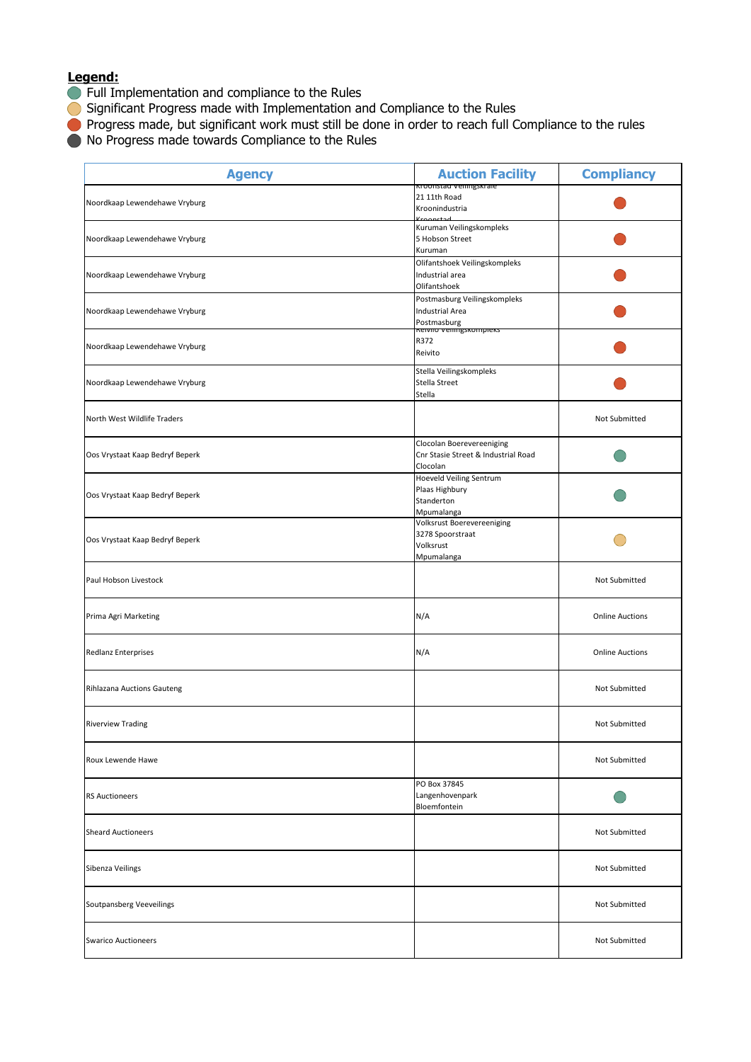**Legend:**

- 🟢 Full Implementation and compliance to the Rules
- 🟡 Significant Progress made with Implementation and Compliance to the Rules
- 🔴 Progress made, but significant work must still be done in order to reach full Compliance to the rules
- ⚫ No Progress made towards Compliance to the Rules

| Agency | Auction Facility | Compliancy |
|---|---|---|
| Noordkaap Lewendehawe Vryburg | Kroonstad Veilingskrale<br>21 11th Road<br>Kroonindustria<br>Kroonstad | 🔴 |
| Noordkaap Lewendehawe Vryburg | Kuruman Veilingskompleks<br>5 Hobson Street<br>Kuruman | 🔴 |
| Noordkaap Lewendehawe Vryburg | Olifantshoek Veilingskompleks<br>Industrial area<br>Olifantshoek | 🔴 |
| Noordkaap Lewendehawe Vryburg | Postmasburg Veilingskompleks<br>Industrial Area<br>Postmasburg | 🔴 |
| Noordkaap Lewendehawe Vryburg | Reivilo Veilingskompleks<br>R372<br>Reivilo | 🔴 |
| Noordkaap Lewendehawe Vryburg | Stella Veilingskompleks<br>Stella Street<br>Stella | 🔴 |
| North West Wildlife Traders | | Not Submitted |
| Oos Vrystaat Kaap Bedryf Beperk | Clocolan Boerevereeniging<br>Cnr Stasie Street & Industrial Road<br>Clocolan | 🟢 |
| Oos Vrystaat Kaap Bedryf Beperk | Hoeveld Veiling Sentrum<br>Plaas Highbury<br>Standerton<br>Mpumalanga | 🟢 |
| Oos Vrystaat Kaap Bedryf Beperk | Volksrust Boerevereeniging<br>3278 Spoorstraat<br>Volksrust<br>Mpumalanga | 🟡 |
| Paul Hobson Livestock | | Not Submitted |
| Prima Agri Marketing | N/A | Online Auctions |
| Redlanz Enterprises | N/A | Online Auctions |
| Rihlazana Auctions Gauteng | | Not Submitted |
| Riverview Trading | | Not Submitted |
| Roux Lewende Hawe | | Not Submitted |
| RS Auctioneers | PO Box 37845<br>Langenhovenpark<br>Bloemfontein | 🟢 |
| Sheard Auctioneers | | Not Submitted |
| Sibenza Veilings | | Not Submitted |
| Soutpansberg Veeveilings | | Not Submitted |
| Swarico Auctioneers | | Not Submitted |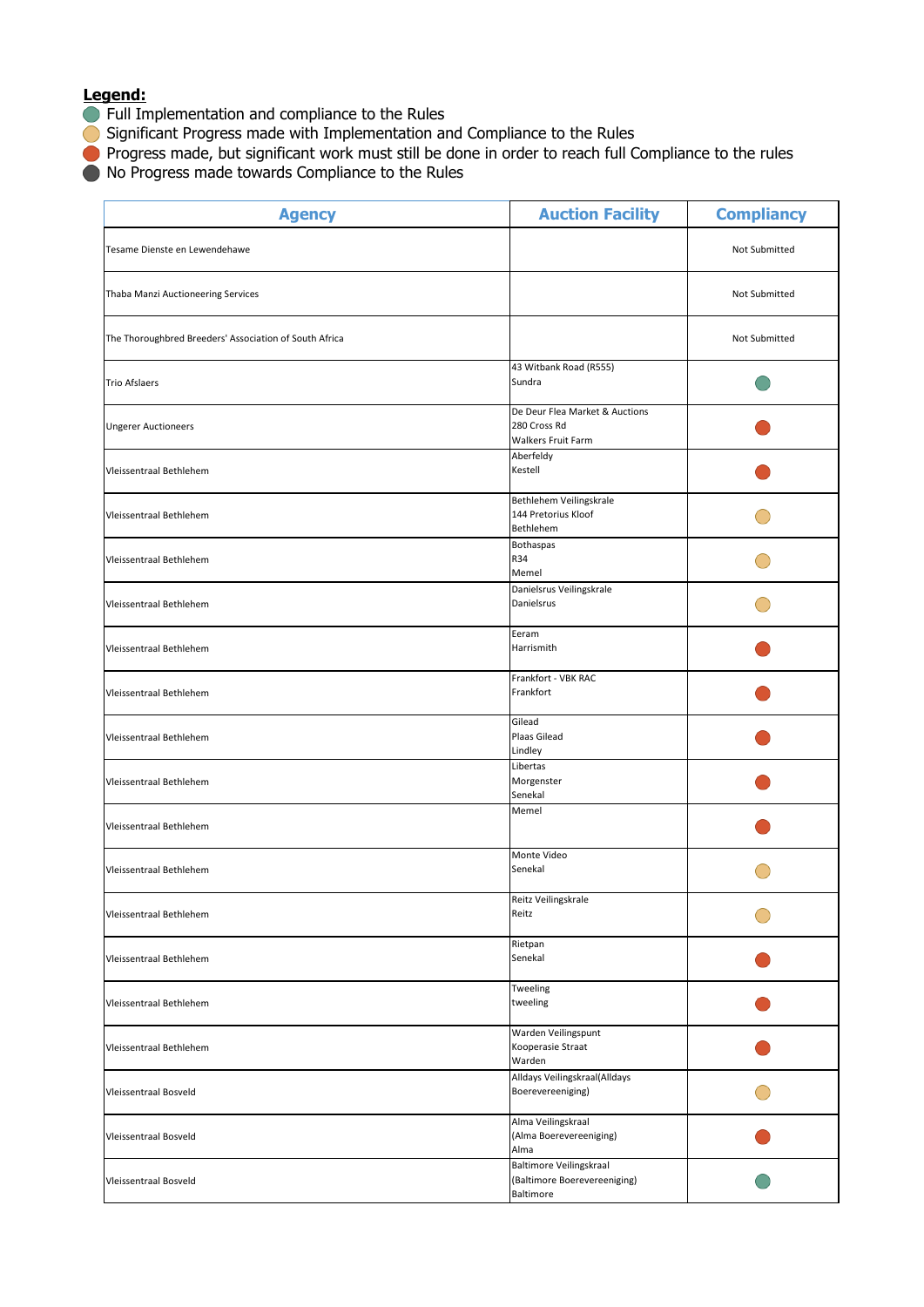**Legend:**

- 🟢 Full Implementation and compliance to the Rules
- 🟡 Significant Progress made with Implementation and Compliance to the Rules
- 🔴 Progress made, but significant work must still be done in order to reach full Compliance to the rules
- ⚫ No Progress made towards Compliance to the Rules

| Agency | Auction Facility | Compliancy |
|---|---|---|
| Tesame Dienste en Lewendehawe | | Not Submitted |
| Thaba Manzi Auctioneering Services | | Not Submitted |
| The Thoroughbred Breeders' Association of South Africa | | Not Submitted |
| Trio Afslaers | 43 Witbank Road (R555) Sundra | 🟢 |
| Ungerer Auctioneers | De Deur Flea Market & Auctions 280 Cross Rd Walkers Fruit Farm | 🔴 |
| Vleissentraal Bethlehem | Aberfeldy Kestell | 🔴 |
| Vleissentraal Bethlehem | Bethlehem Veilingskrale 144 Pretorius Kloof Bethlehem | 🟡 |
| Vleissentraal Bethlehem | Bothaspas R34 Memel | 🟡 |
| Vleissentraal Bethlehem | Danielsrus Veilingskrale Danielsrus | 🟡 |
| Vleissentraal Bethlehem | Eeram Harrismith | 🔴 |
| Vleissentraal Bethlehem | Frankfort - VBK RAC Frankfort | 🔴 |
| Vleissentraal Bethlehem | Gilead Plaas Gilead Lindley | 🔴 |
| Vleissentraal Bethlehem | Libertas Morgenster Senekal | 🔴 |
| Vleissentraal Bethlehem | Memel | 🔴 |
| Vleissentraal Bethlehem | Monte Video Senekal | 🟡 |
| Vleissentraal Bethlehem | Reitz Veilingskrale Reitz | 🟡 |
| Vleissentraal Bethlehem | Rietpan Senekal | 🔴 |
| Vleissentraal Bethlehem | Tweeling tweeling | 🔴 |
| Vleissentraal Bethlehem | Warden Veilingspunt Kooperasie Straat Warden | 🔴 |
| Vleissentraal Bosveld | Alldays Veilingskraal(Alldays Boerevereeniging) | 🟡 |
| Vleissentraal Bosveld | Alma Veilingskraal (Alma Boerevereeniging) Alma | 🔴 |
| Vleissentraal Bosveld | Baltimore Veilingskraal (Baltimore Boerevereeniging) Baltimore | 🟢 |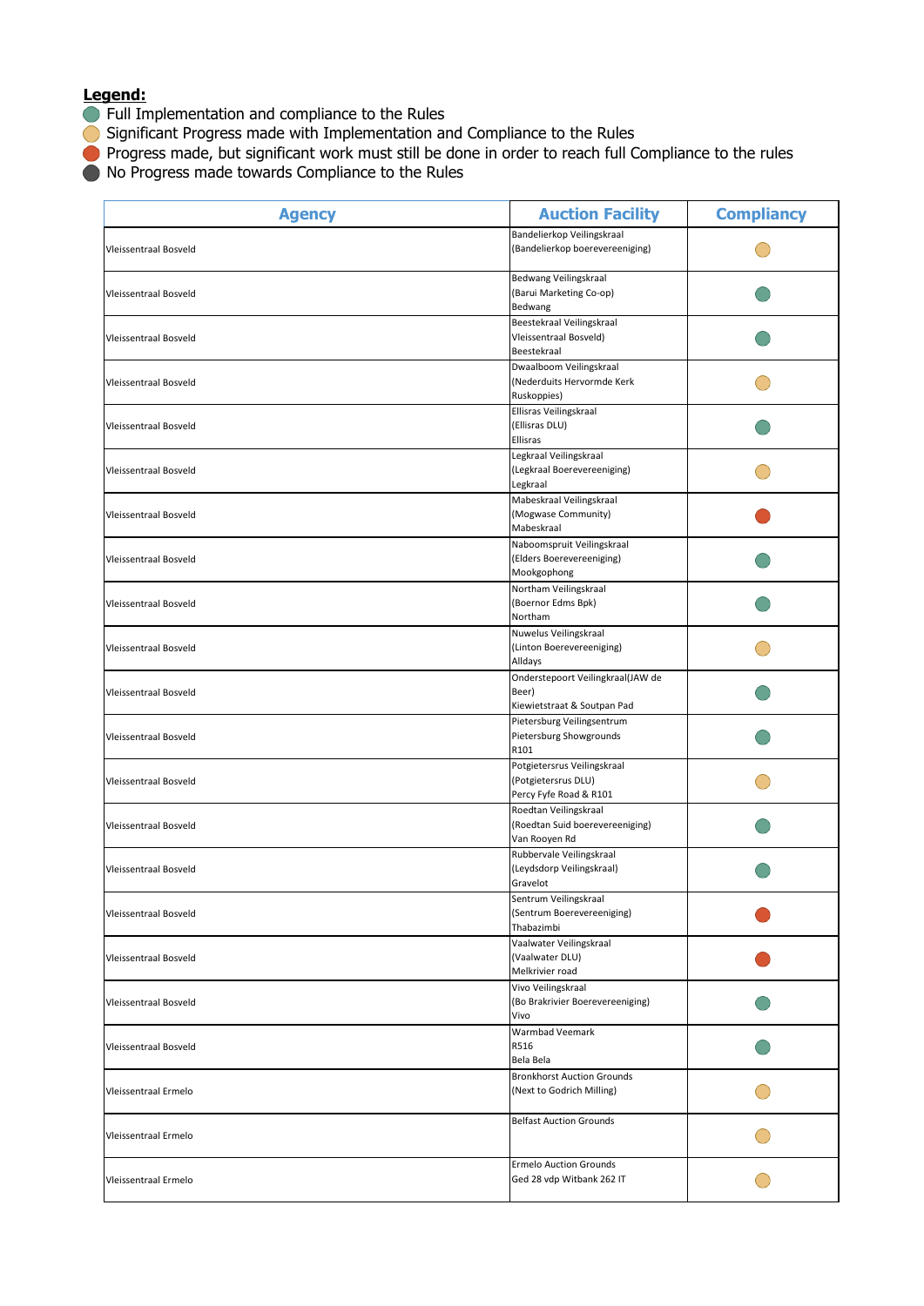**Legend:**

- 🟢 Full Implementation and compliance to the Rules
- 🟡 Significant Progress made with Implementation and Compliance to the Rules
- 🔴 Progress made, but significant work must still be done in order to reach full Compliance to the rules
- ⚫ No Progress made towards Compliance to the Rules

| Agency | Auction Facility | Compliancy |
|---|---|---|
| Vleissentraal Bosveld | Bandelierkop Veilingskraal (Bandelierkop boerevereeniging) | 🟡 |
| Vleissentraal Bosveld | Bedwang Veilingskraal (Barui Marketing Co-op) Bedwang | 🟢 |
| Vleissentraal Bosveld | Beestekraal Veilingskraal Vleissentraal Bosveld) Beestekraal | 🟢 |
| Vleissentraal Bosveld | Dwaalboom Veilingskraal (Nederduits Hervormde Kerk Ruskoppies) | 🟡 |
| Vleissentraal Bosveld | Ellisras Veilingskraal (Ellisras DLU) Ellisras | 🟢 |
| Vleissentraal Bosveld | Legkraal Veilingskraal (Legkraal Boerevereeniging) Legkraal | 🟡 |
| Vleissentraal Bosveld | Mabeskraal Veilingskraal (Mogwase Community) Mabeskraal | 🔴 |
| Vleissentraal Bosveld | Naboomspruit Veilingskraal (Elders Boerevereeniging) Mookgophong | 🟢 |
| Vleissentraal Bosveld | Northam Veilingskraal (Boernor Edms Bpk) Northam | 🟢 |
| Vleissentraal Bosveld | Nuwelus Veilingskraal (Linton Boerevereeniging) Alldays | 🟡 |
| Vleissentraal Bosveld | Onderstepoort Veilingkraal(JAW de Beer) Kiewietstraat & Soutpan Pad | 🟢 |
| Vleissentraal Bosveld | Pietersburg Veilingsentrum Pietersburg Showgrounds R101 | 🟢 |
| Vleissentraal Bosveld | Potgietersrus Veilingskraal (Potgietersrus DLU) Percy Fyfe Road & R101 | 🟡 |
| Vleissentraal Bosveld | Roedtan Veilingskraal (Roedtan Suid boerevereeniging) Van Rooyen Rd | 🟢 |
| Vleissentraal Bosveld | Rubbervale Veilingskraal (Leydsdorp Veilingskraal) Gravelot | 🟢 |
| Vleissentraal Bosveld | Sentrum Veilingskraal (Sentrum Boerevereeniging) Thabazimbi | 🔴 |
| Vleissentraal Bosveld | Vaalwater Veilingskraal (Vaalwater DLU) Melkrivier road | 🔴 |
| Vleissentraal Bosveld | Vivo Veilingskraal (Bo Brakrivier Boerevereeniging) Vivo | 🟢 |
| Vleissentraal Bosveld | Warmbad Veemark R516 Bela Bela | 🟢 |
| Vleissentraal Ermelo | Bronkhorst Auction Grounds (Next to Godrich Milling) | 🟡 |
| Vleissentraal Ermelo | Belfast Auction Grounds | 🟡 |
| Vleissentraal Ermelo | Ermelo Auction Grounds Ged 28 vdp Witbank 262 IT | 🟡 |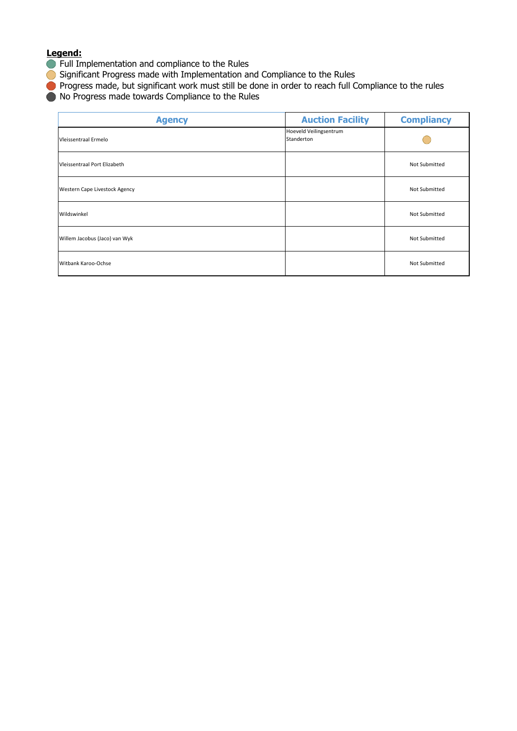**Legend:**

- 🟢 Full Implementation and compliance to the Rules
- 🟡 Significant Progress made with Implementation and Compliance to the Rules
- 🔴 Progress made, but significant work must still be done in order to reach full Compliance to the rules
- ⚫ No Progress made towards Compliance to the Rules

| Agency | Auction Facility | Compliancy |
|---|---|---|
| Vleissentraal Ermelo | Hoeveld Veilingsentrum Standerton | 🟡 |
| Vleissentraal Port Elizabeth | | Not Submitted |
| Western Cape Livestock Agency | | Not Submitted |
| Wildswinkel | | Not Submitted |
| Willem Jacobus (Jaco) van Wyk | | Not Submitted |
| Witbank Karoo-Ochse | | Not Submitted |